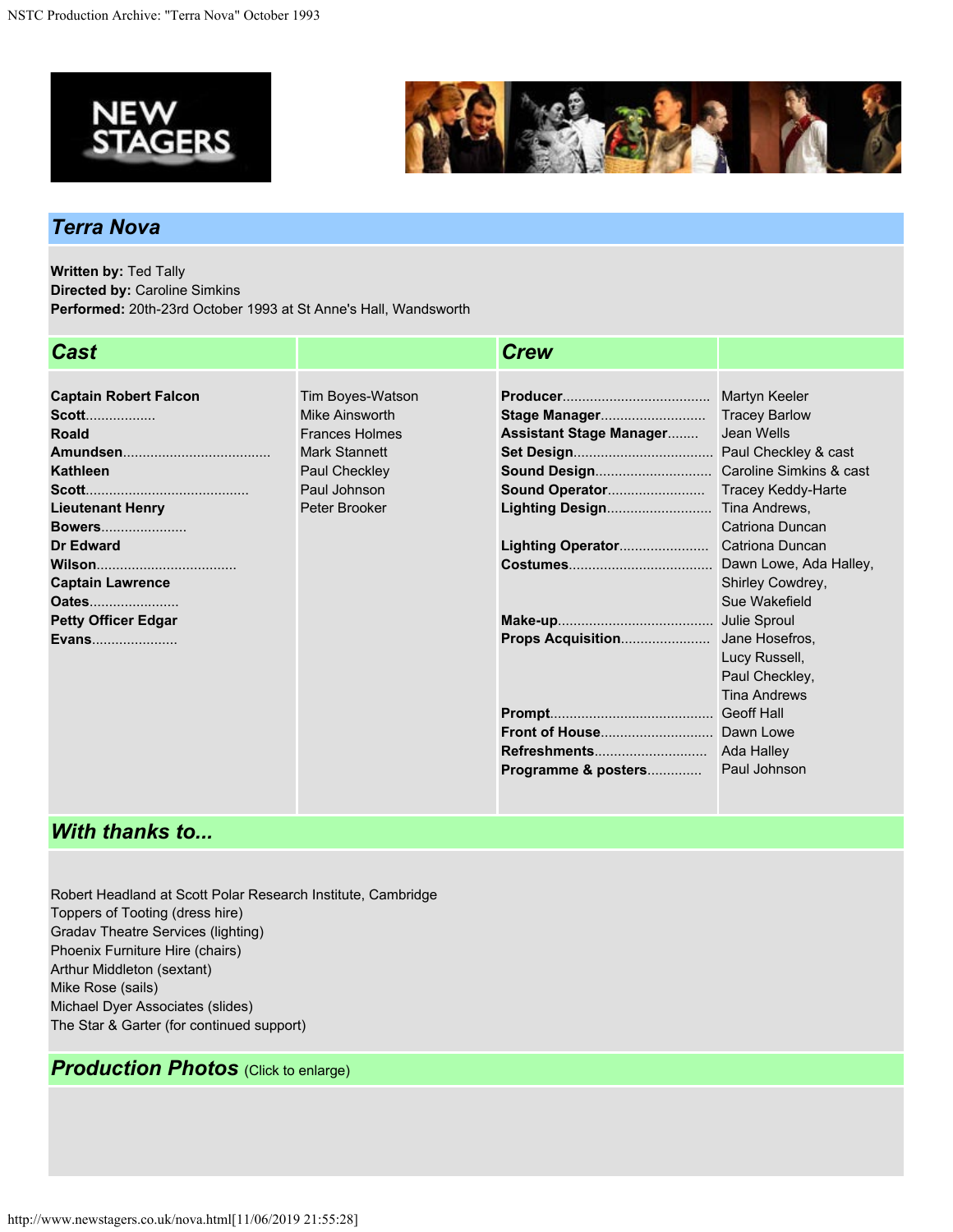# Terra Nova

**Written by:** Ted Tally
**Directed by:** Caroline Simkins
**Performed:** 20th-23rd October 1993 at St Anne's Hall, Wandsworth

## Cast

| Role | Actor |
|---|---|
| Captain Robert Falcon Scott | Tim Boyes-Watson |
| Roald Amundsen | Mike Ainsworth |
| Kathleen Scott | Frances Holmes |
| Lieutenant Henry Bowers | Mark Stannett |
| Dr Edward Wilson | Paul Checkley |
| Captain Lawrence Oates | Paul Johnson |
| Petty Officer Edgar Evans | Peter Brooker |

## Crew

| Role | Name |
|---|---|
| Producer | Martyn Keeler |
| Stage Manager | Tracey Barlow |
| Assistant Stage Manager | Jean Wells |
| Set Design | Paul Checkley & cast |
| Sound Design | Caroline Simkins & cast |
| Sound Operator | Tracey Keddy-Harte |
| Lighting Design | Tina Andrews, Catriona Duncan |
| Lighting Operator | Catriona Duncan |
| Costumes | Dawn Lowe, Ada Halley, Shirley Cowdrey, Sue Wakefield |
| Make-up | Julie Sproul |
| Props Acquisition | Jane Hosefros, Lucy Russell, Paul Checkley, Tina Andrews |
| Prompt | Geoff Hall |
| Front of House | Dawn Lowe |
| Refreshments | Ada Halley |
| Programme & posters | Paul Johnson |

## With thanks to...

Robert Headland at Scott Polar Research Institute, Cambridge
Toppers of Tooting (dress hire)
Gradav Theatre Services (lighting)
Phoenix Furniture Hire (chairs)
Arthur Middleton (sextant)
Mike Rose (sails)
Michael Dyer Associates (slides)
The Star & Garter (for continued support)

## Production Photos (Click to enlarge)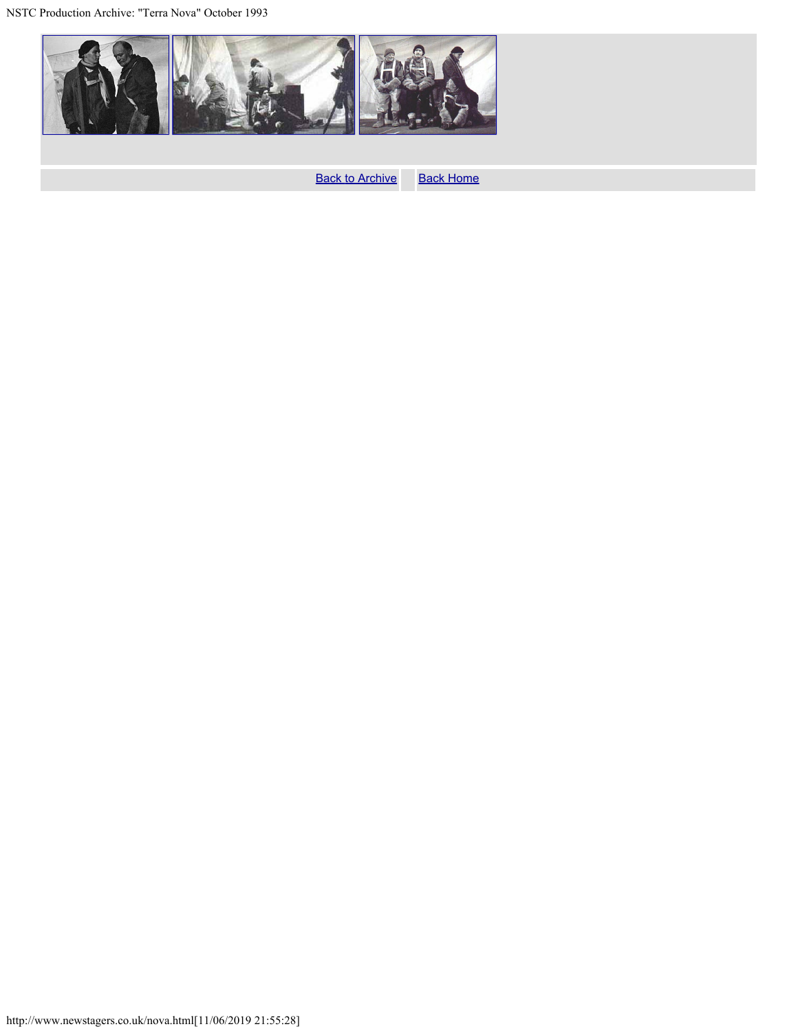Back to Archive | Back Home